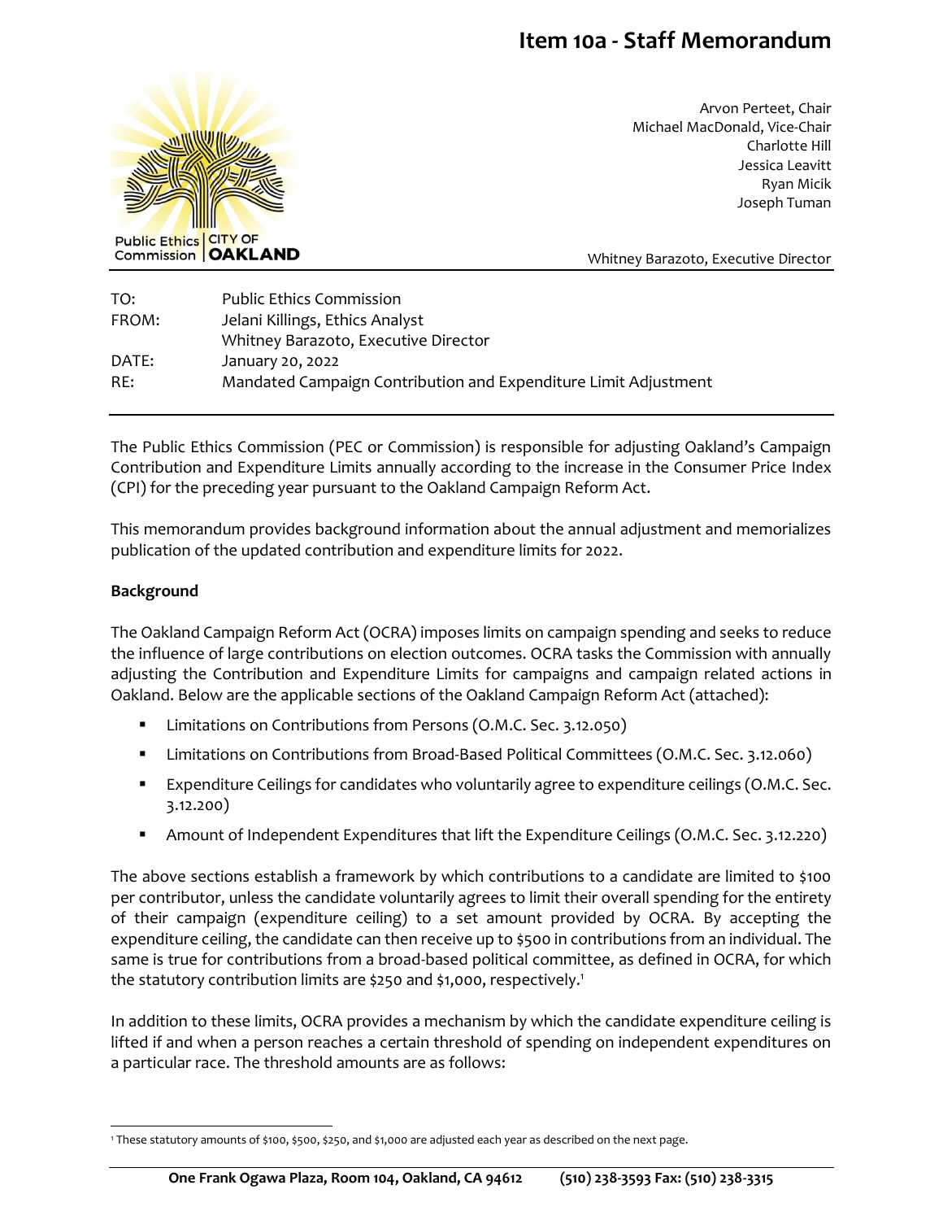# Item 10a - Staff Memorandum

Public Ethics Commission | CITY OF OAKLAND

Arvon Perteet, Chair
Michael MacDonald, Vice-Chair
Charlotte Hill
Jessica Leavitt
Ryan Micik
Joseph Tuman

Whitney Barazoto, Executive Director

| | |
|---|---|
| TO: | Public Ethics Commission |
| FROM: | Jelani Killings, Ethics Analyst<br>Whitney Barazoto, Executive Director |
| DATE: | January 20, 2022 |
| RE: | Mandated Campaign Contribution and Expenditure Limit Adjustment |

The Public Ethics Commission (PEC or Commission) is responsible for adjusting Oakland's Campaign Contribution and Expenditure Limits annually according to the increase in the Consumer Price Index (CPI) for the preceding year pursuant to the Oakland Campaign Reform Act.

This memorandum provides background information about the annual adjustment and memorializes publication of the updated contribution and expenditure limits for 2022.

**Background**

The Oakland Campaign Reform Act (OCRA) imposes limits on campaign spending and seeks to reduce the influence of large contributions on election outcomes. OCRA tasks the Commission with annually adjusting the Contribution and Expenditure Limits for campaigns and campaign related actions in Oakland. Below are the applicable sections of the Oakland Campaign Reform Act (attached):

- Limitations on Contributions from Persons (O.M.C. Sec. 3.12.050)
- Limitations on Contributions from Broad-Based Political Committees (O.M.C. Sec. 3.12.060)
- Expenditure Ceilings for candidates who voluntarily agree to expenditure ceilings (O.M.C. Sec. 3.12.200)
- Amount of Independent Expenditures that lift the Expenditure Ceilings (O.M.C. Sec. 3.12.220)

The above sections establish a framework by which contributions to a candidate are limited to $100 per contributor, unless the candidate voluntarily agrees to limit their overall spending for the entirety of their campaign (expenditure ceiling) to a set amount provided by OCRA. By accepting the expenditure ceiling, the candidate can then receive up to $500 in contributions from an individual. The same is true for contributions from a broad-based political committee, as defined in OCRA, for which the statutory contribution limits are $250 and $1,000, respectively.[1]

In addition to these limits, OCRA provides a mechanism by which the candidate expenditure ceiling is lifted if and when a person reaches a certain threshold of spending on independent expenditures on a particular race. The threshold amounts are as follows:

[1] These statutory amounts of $100, $500, $250, and $1,000 are adjusted each year as described on the next page.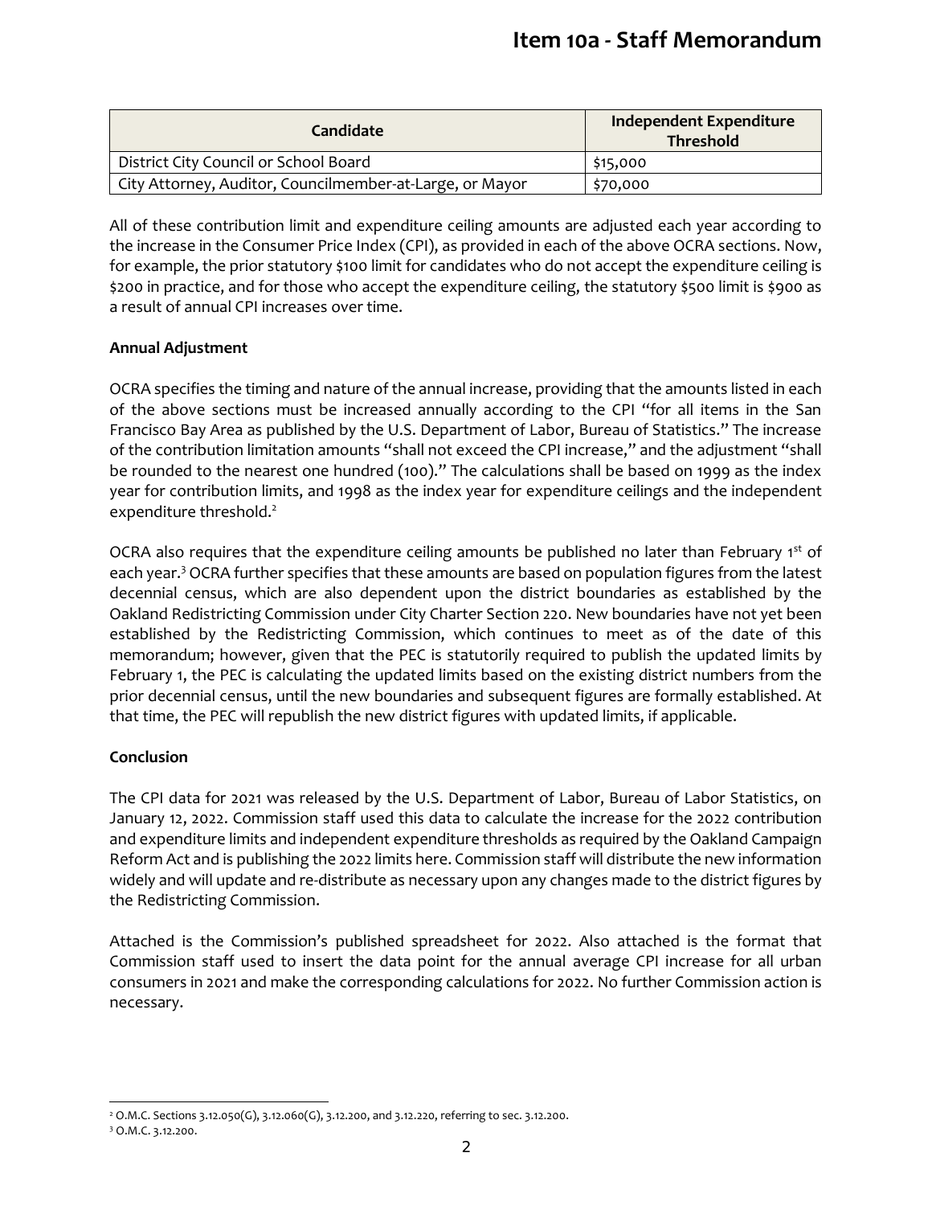| Candidate | Independent Expenditure Threshold |
| --- | --- |
| District City Council or School Board | $15,000 |
| City Attorney, Auditor, Councilmember-at-Large, or Mayor | $70,000 |

All of these contribution limit and expenditure ceiling amounts are adjusted each year according to the increase in the Consumer Price Index (CPI), as provided in each of the above OCRA sections. Now, for example, the prior statutory $100 limit for candidates who do not accept the expenditure ceiling is $200 in practice, and for those who accept the expenditure ceiling, the statutory $500 limit is $900 as a result of annual CPI increases over time.

**Annual Adjustment**

OCRA specifies the timing and nature of the annual increase, providing that the amounts listed in each of the above sections must be increased annually according to the CPI "for all items in the San Francisco Bay Area as published by the U.S. Department of Labor, Bureau of Statistics." The increase of the contribution limitation amounts "shall not exceed the CPI increase," and the adjustment "shall be rounded to the nearest one hundred (100)." The calculations shall be based on 1999 as the index year for contribution limits, and 1998 as the index year for expenditure ceilings and the independent expenditure threshold.[2]

OCRA also requires that the expenditure ceiling amounts be published no later than February 1st of each year.[3] OCRA further specifies that these amounts are based on population figures from the latest decennial census, which are also dependent upon the district boundaries as established by the Oakland Redistricting Commission under City Charter Section 220. New boundaries have not yet been established by the Redistricting Commission, which continues to meet as of the date of this memorandum; however, given that the PEC is statutorily required to publish the updated limits by February 1, the PEC is calculating the updated limits based on the existing district numbers from the prior decennial census, until the new boundaries and subsequent figures are formally established. At that time, the PEC will republish the new district figures with updated limits, if applicable.

**Conclusion**

The CPI data for 2021 was released by the U.S. Department of Labor, Bureau of Labor Statistics, on January 12, 2022. Commission staff used this data to calculate the increase for the 2022 contribution and expenditure limits and independent expenditure thresholds as required by the Oakland Campaign Reform Act and is publishing the 2022 limits here. Commission staff will distribute the new information widely and will update and re-distribute as necessary upon any changes made to the district figures by the Redistricting Commission.

Attached is the Commission's published spreadsheet for 2022. Also attached is the format that Commission staff used to insert the data point for the annual average CPI increase for all urban consumers in 2021 and make the corresponding calculations for 2022. No further Commission action is necessary.

---

[2] O.M.C. Sections 3.12.050(G), 3.12.060(G), 3.12.200, and 3.12.220, referring to sec. 3.12.200.

[3] O.M.C. 3.12.200.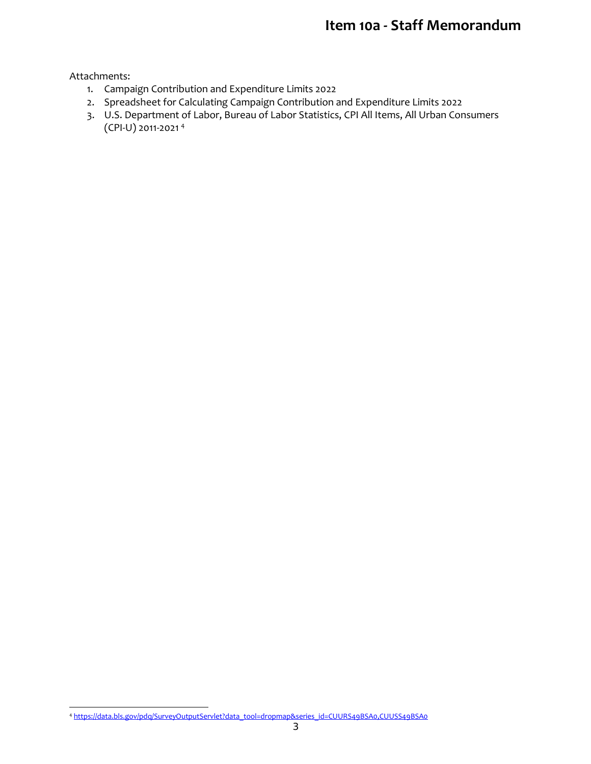Attachments:

1. Campaign Contribution and Expenditure Limits 2022
2. Spreadsheet for Calculating Campaign Contribution and Expenditure Limits 2022
3. U.S. Department of Labor, Bureau of Labor Statistics, CPI All Items, All Urban Consumers (CPI-U) 2011-2021 [4]

[4] https://data.bls.gov/pdq/SurveyOutputServlet?data_tool=dropmap&series_id=CUURS49BSA0,CUUSS49BSA0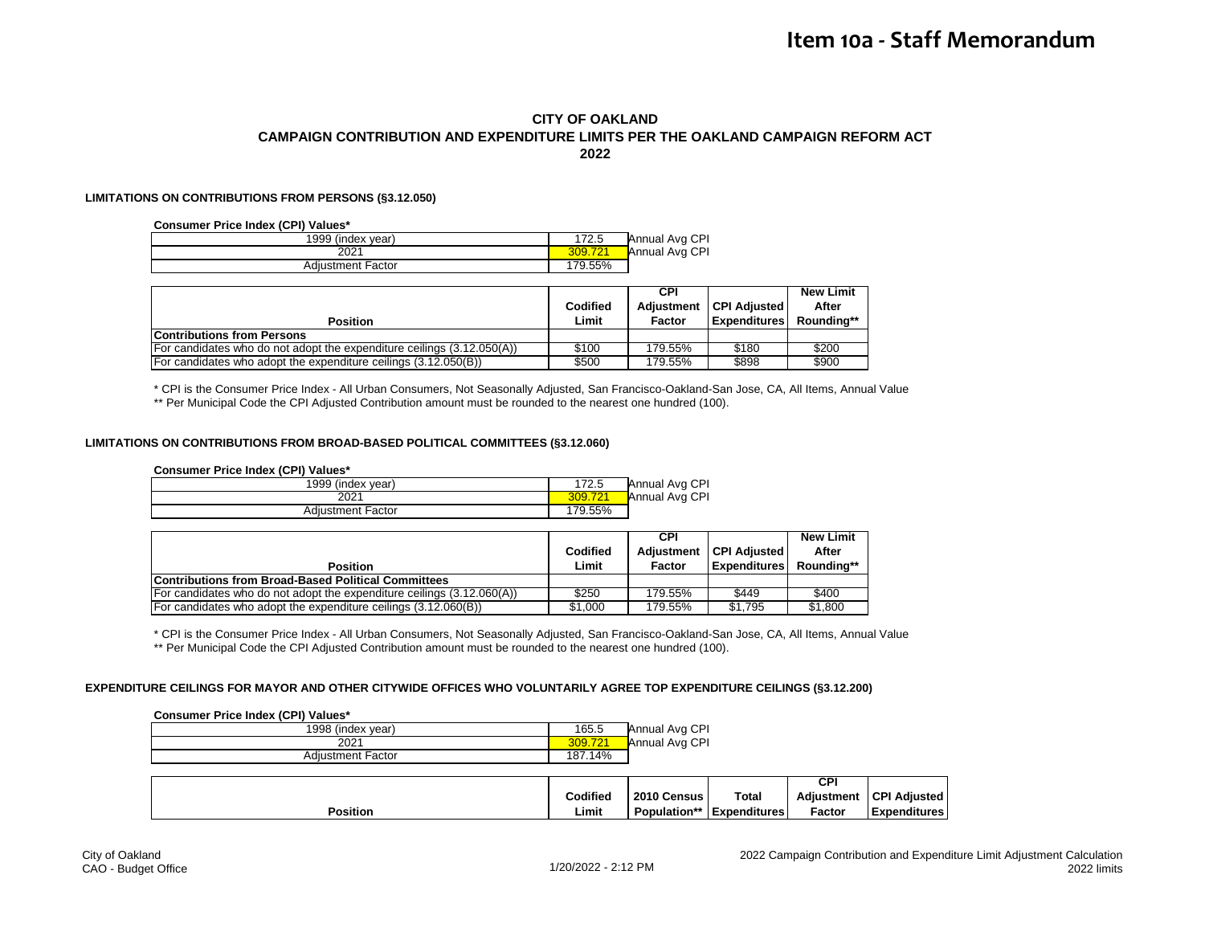# Item 10a - Staff Memorandum

## CITY OF OAKLAND
## CAMPAIGN CONTRIBUTION AND EXPENDITURE LIMITS PER THE OAKLAND CAMPAIGN REFORM ACT
## 2022

### LIMITATIONS ON CONTRIBUTIONS FROM PERSONS (§3.12.050)

**Consumer Price Index (CPI) Values***

| | | |
|---|---|---|
| 1999 (index year) | 172.5 | Annual Avg CPI |
| 2021 | 309.721 | Annual Avg CPI |
| Adjustment Factor | 179.55% | |

| Position | Codified Limit | CPI Adjustment Factor | CPI Adjusted Expenditures | New Limit After Rounding** |
|---|---|---|---|---|
| **Contributions from Persons** | | | | |
| For candidates who do not adopt the expenditure ceilings (3.12.050(A)) | $100 | 179.55% | $180 | $200 |
| For candidates who adopt the expenditure ceilings (3.12.050(B)) | $500 | 179.55% | $898 | $900 |

* CPI is the Consumer Price Index - All Urban Consumers, Not Seasonally Adjusted, San Francisco-Oakland-San Jose, CA, All Items, Annual Value

** Per Municipal Code the CPI Adjusted Contribution amount must be rounded to the nearest one hundred (100).

### LIMITATIONS ON CONTRIBUTIONS FROM BROAD-BASED POLITICAL COMMITTEES (§3.12.060)

**Consumer Price Index (CPI) Values***

| | | |
|---|---|---|
| 1999 (index year) | 172.5 | Annual Avg CPI |
| 2021 | 309.721 | Annual Avg CPI |
| Adjustment Factor | 179.55% | |

| Position | Codified Limit | CPI Adjustment Factor | CPI Adjusted Expenditures | New Limit After Rounding** |
|---|---|---|---|---|
| **Contributions from Broad-Based Political Committees** | | | | |
| For candidates who do not adopt the expenditure ceilings (3.12.060(A)) | $250 | 179.55% | $449 | $400 |
| For candidates who adopt the expenditure ceilings (3.12.060(B)) | $1,000 | 179.55% | $1,795 | $1,800 |

* CPI is the Consumer Price Index - All Urban Consumers, Not Seasonally Adjusted, San Francisco-Oakland-San Jose, CA, All Items, Annual Value

** Per Municipal Code the CPI Adjusted Contribution amount must be rounded to the nearest one hundred (100).

### EXPENDITURE CEILINGS FOR MAYOR AND OTHER CITYWIDE OFFICES WHO VOLUNTARILY AGREE TOP EXPENDITURE CEILINGS (§3.12.200)

**Consumer Price Index (CPI) Values***

| | | |
|---|---|---|
| 1998 (index year) | 165.5 | Annual Avg CPI |
| 2021 | 309.721 | Annual Avg CPI |
| Adjustment Factor | 187.14% | |

| Position | Codified Limit | 2010 Census Population** | Total Expenditures | CPI Adjustment Factor | CPI Adjusted Expenditures |
|---|---|---|---|---|---|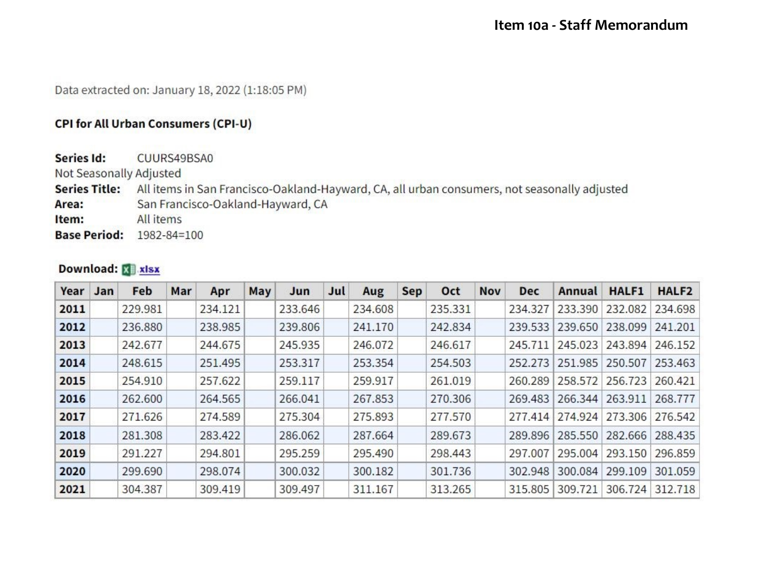Item 10a - Staff Memorandum

Data extracted on: January 18, 2022 (1:18:05 PM)

**CPI for All Urban Consumers (CPI-U)**

**Series Id:** CUURS49BSA0
Not Seasonally Adjusted
**Series Title:** All items in San Francisco-Oakland-Hayward, CA, all urban consumers, not seasonally adjusted
**Area:** San Francisco-Oakland-Hayward, CA
**Item:** All items
**Base Period:** 1982-84=100

**Download:** xlsx

| Year | Jan | Feb | Mar | Apr | May | Jun | Jul | Aug | Sep | Oct | Nov | Dec | Annual | HALF1 | HALF2 |
|---|---|---|---|---|---|---|---|---|---|---|---|---|---|---|---|
| 2011 | | 229.981 | | 234.121 | | 233.646 | | 234.608 | | 235.331 | | 234.327 | 233.390 | 232.082 | 234.698 |
| 2012 | | 236.880 | | 238.985 | | 239.806 | | 241.170 | | 242.834 | | 239.533 | 239.650 | 238.099 | 241.201 |
| 2013 | | 242.677 | | 244.675 | | 245.935 | | 246.072 | | 246.617 | | 245.711 | 245.023 | 243.894 | 246.152 |
| 2014 | | 248.615 | | 251.495 | | 253.317 | | 253.354 | | 254.503 | | 252.273 | 251.985 | 250.507 | 253.463 |
| 2015 | | 254.910 | | 257.622 | | 259.117 | | 259.917 | | 261.019 | | 260.289 | 258.572 | 256.723 | 260.421 |
| 2016 | | 262.600 | | 264.565 | | 266.041 | | 267.853 | | 270.306 | | 269.483 | 266.344 | 263.911 | 268.777 |
| 2017 | | 271.626 | | 274.589 | | 275.304 | | 275.893 | | 277.570 | | 277.414 | 274.924 | 273.306 | 276.542 |
| 2018 | | 281.308 | | 283.422 | | 286.062 | | 287.664 | | 289.673 | | 289.896 | 285.550 | 282.666 | 288.435 |
| 2019 | | 291.227 | | 294.801 | | 295.259 | | 295.490 | | 298.443 | | 297.007 | 295.004 | 293.150 | 296.859 |
| 2020 | | 299.690 | | 298.074 | | 300.032 | | 300.182 | | 301.736 | | 302.948 | 300.084 | 299.109 | 301.059 |
| 2021 | | 304.387 | | 309.419 | | 309.497 | | 311.167 | | 313.265 | | 315.805 | 309.721 | 306.724 | 312.718 |